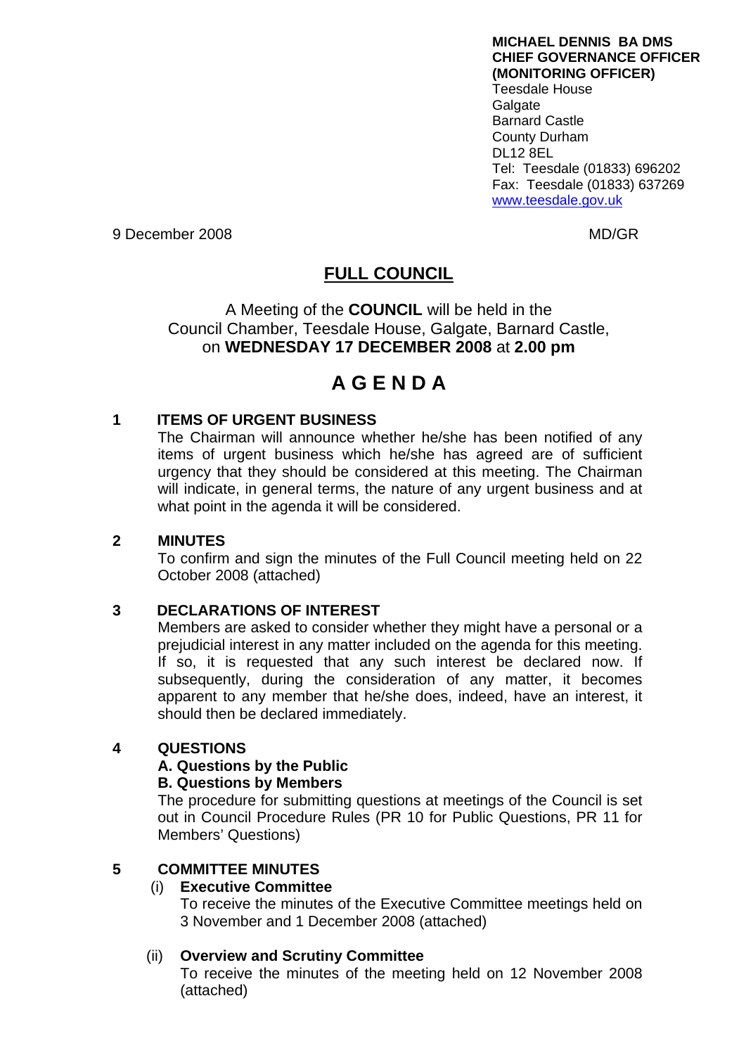**MICHAEL DENNIS BA DMS**
**CHIEF GOVERNANCE OFFICER**
**(MONITORING OFFICER)**
Teesdale House
Galgate
Barnard Castle
County Durham
DL12 8EL
Tel: Teesdale (01833) 696202
Fax: Teesdale (01833) 637269
www.teesdale.gov.uk

9 December 2008 MD/GR

# FULL COUNCIL

A Meeting of the **COUNCIL** will be held in the Council Chamber, Teesdale House, Galgate, Barnard Castle, on **WEDNESDAY 17 DECEMBER 2008** at **2.00 pm**

# A G E N D A

**1 ITEMS OF URGENT BUSINESS**

The Chairman will announce whether he/she has been notified of any items of urgent business which he/she has agreed are of sufficient urgency that they should be considered at this meeting. The Chairman will indicate, in general terms, the nature of any urgent business and at what point in the agenda it will be considered.

**2 MINUTES**

To confirm and sign the minutes of the Full Council meeting held on 22 October 2008 (attached)

**3 DECLARATIONS OF INTEREST**

Members are asked to consider whether they might have a personal or a prejudicial interest in any matter included on the agenda for this meeting. If so, it is requested that any such interest be declared now. If subsequently, during the consideration of any matter, it becomes apparent to any member that he/she does, indeed, have an interest, it should then be declared immediately.

**4 QUESTIONS**

**A. Questions by the Public**

**B. Questions by Members**

The procedure for submitting questions at meetings of the Council is set out in Council Procedure Rules (PR 10 for Public Questions, PR 11 for Members' Questions)

**5 COMMITTEE MINUTES**

(i) **Executive Committee**

To receive the minutes of the Executive Committee meetings held on 3 November and 1 December 2008 (attached)

(ii) **Overview and Scrutiny Committee**

To receive the minutes of the meeting held on 12 November 2008 (attached)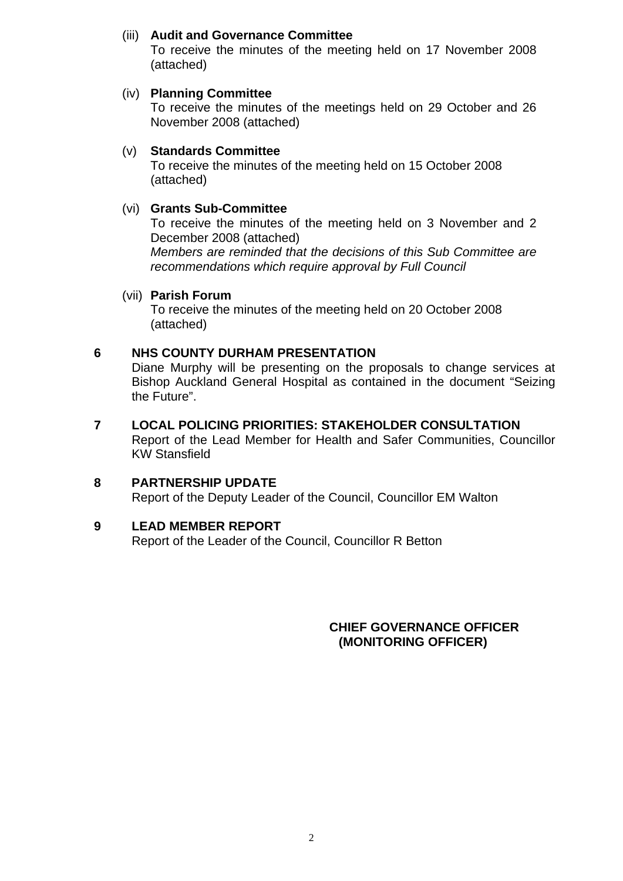(iii) **Audit and Governance Committee**
To receive the minutes of the meeting held on 17 November 2008 (attached)

(iv) **Planning Committee**
To receive the minutes of the meetings held on 29 October and 26 November 2008 (attached)

(v) **Standards Committee**
To receive the minutes of the meeting held on 15 October 2008 (attached)

(vi) **Grants Sub-Committee**
To receive the minutes of the meeting held on 3 November and 2 December 2008 (attached)
*Members are reminded that the decisions of this Sub Committee are recommendations which require approval by Full Council*

(vii) **Parish Forum**
To receive the minutes of the meeting held on 20 October 2008 (attached)

**6 NHS COUNTY DURHAM PRESENTATION**

Diane Murphy will be presenting on the proposals to change services at Bishop Auckland General Hospital as contained in the document "Seizing the Future".

**7 LOCAL POLICING PRIORITIES: STAKEHOLDER CONSULTATION**

Report of the Lead Member for Health and Safer Communities, Councillor KW Stansfield

**8 PARTNERSHIP UPDATE**

Report of the Deputy Leader of the Council, Councillor EM Walton

**9 LEAD MEMBER REPORT**

Report of the Leader of the Council, Councillor R Betton

**CHIEF GOVERNANCE OFFICER**
**(MONITORING OFFICER)**